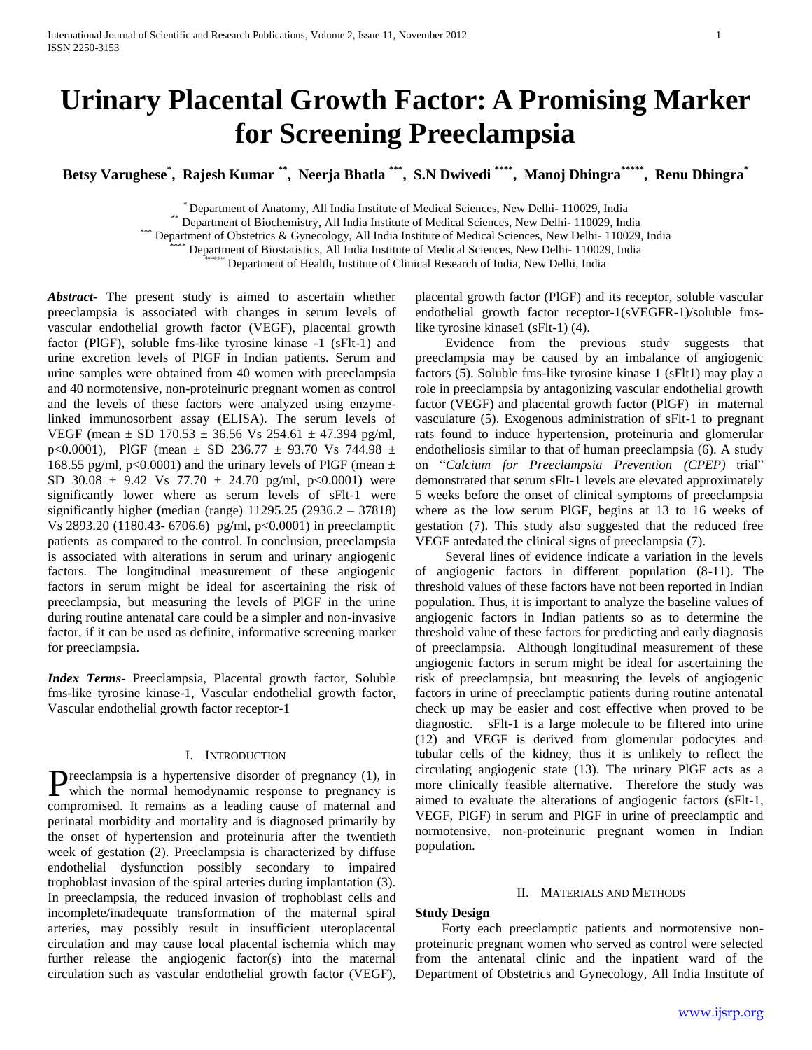# Urinary Placental Growth Factor: A Promising Marker for Screening Preeclampsia

**Betsy Varughese[*], Rajesh Kumar[**], Neerja Bhatla[***], S.N Dwivedi[****], Manoj Dhingra[*****], Renu Dhingra[*]**

[*] Department of Anatomy, All India Institute of Medical Sciences, New Delhi- 110029, India
[**] Department of Biochemistry, All India Institute of Medical Sciences, New Delhi- 110029, India
[***] Department of Obstetrics & Gynecology, All India Institute of Medical Sciences, New Delhi- 110029, India
[****] Department of Biostatistics, All India Institute of Medical Sciences, New Delhi- 110029, India
[*****] Department of Health, Institute of Clinical Research of India, New Delhi, India

***Abstract*-** The present study is aimed to ascertain whether preeclampsia is associated with changes in serum levels of vascular endothelial growth factor (VEGF), placental growth factor (PlGF), soluble fms-like tyrosine kinase -1 (sFlt-1) and urine excretion levels of PlGF in Indian patients. Serum and urine samples were obtained from 40 women with preeclampsia and 40 normotensive, non-proteinuric pregnant women as control and the levels of these factors were analyzed using enzyme-linked immunosorbent assay (ELISA). The serum levels of VEGF (mean ± SD 170.53 ± 36.56 Vs 254.61 ± 47.394 pg/ml, $p<0.0001$), PlGF (mean ± SD 236.77 ± 93.70 Vs 744.98 ± 168.55 pg/ml, $p<0.0001$) and the urinary levels of PlGF (mean ± SD 30.08 ± 9.42 Vs 77.70 ± 24.70 pg/ml, $p<0.0001$) were significantly lower where as serum levels of sFlt-1 were significantly higher (median (range) 11295.25 (2936.2 – 37818) Vs 2893.20 (1180.43- 6706.6) pg/ml, $p<0.0001$) in preeclamptic patients as compared to the control. In conclusion, preeclampsia is associated with alterations in serum and urinary angiogenic factors. The longitudinal measurement of these angiogenic factors in serum might be ideal for ascertaining the risk of preeclampsia, but measuring the levels of PlGF in the urine during routine antenatal care could be a simpler and non-invasive factor, if it can be used as definite, informative screening marker for preeclampsia.

***Index Terms*-** Preeclampsia, Placental growth factor, Soluble fms-like tyrosine kinase-1, Vascular endothelial growth factor, Vascular endothelial growth factor receptor-1

## I. Introduction

Preeclampsia is a hypertensive disorder of pregnancy (1), in which the normal hemodynamic response to pregnancy is compromised. It remains as a leading cause of maternal and perinatal morbidity and mortality and is diagnosed primarily by the onset of hypertension and proteinuria after the twentieth week of gestation (2). Preeclampsia is characterized by diffuse endothelial dysfunction possibly secondary to impaired trophoblast invasion of the spiral arteries during implantation (3). In preeclampsia, the reduced invasion of trophoblast cells and incomplete/inadequate transformation of the maternal spiral arteries, may possibly result in insufficient uteroplacental circulation and may cause local placental ischemia which may further release the angiogenic factor(s) into the maternal circulation such as vascular endothelial growth factor (VEGF), placental growth factor (PlGF) and its receptor, soluble vascular endothelial growth factor receptor-1(sVEGFR-1)/soluble fms-like tyrosine kinase1 (sFlt-1) (4).

Evidence from the previous study suggests that preeclampsia may be caused by an imbalance of angiogenic factors (5). Soluble fms-like tyrosine kinase 1 (sFlt1) may play a role in preeclampsia by antagonizing vascular endothelial growth factor (VEGF) and placental growth factor (PlGF) in maternal vasculature (5). Exogenous administration of sFlt-1 to pregnant rats found to induce hypertension, proteinuria and glomerular endotheliosis similar to that of human preeclampsia (6). A study on "*Calcium for Preeclampsia Prevention (CPEP)* trial" demonstrated that serum sFlt-1 levels are elevated approximately 5 weeks before the onset of clinical symptoms of preeclampsia where as the low serum PlGF, begins at 13 to 16 weeks of gestation (7). This study also suggested that the reduced free VEGF antedated the clinical signs of preeclampsia (7).

Several lines of evidence indicate a variation in the levels of angiogenic factors in different population (8-11). The threshold values of these factors have not been reported in Indian population. Thus, it is important to analyze the baseline values of angiogenic factors in Indian patients so as to determine the threshold value of these factors for predicting and early diagnosis of preeclampsia. Although longitudinal measurement of these angiogenic factors in serum might be ideal for ascertaining the risk of preeclampsia, but measuring the levels of angiogenic factors in urine of preeclamptic patients during routine antenatal check up may be easier and cost effective when proved to be diagnostic. sFlt-1 is a large molecule to be filtered into urine (12) and VEGF is derived from glomerular podocytes and tubular cells of the kidney, thus it is unlikely to reflect the circulating angiogenic state (13). The urinary PlGF acts as a more clinically feasible alternative. Therefore the study was aimed to evaluate the alterations of angiogenic factors (sFlt-1, VEGF, PlGF) in serum and PlGF in urine of preeclamptic and normotensive, non-proteinuric pregnant women in Indian population.

## II. Materials and Methods

### Study Design

Forty each preeclamptic patients and normotensive non-proteinuric pregnant women who served as control were selected from the antenatal clinic and the inpatient ward of the Department of Obstetrics and Gynecology, All India Institute of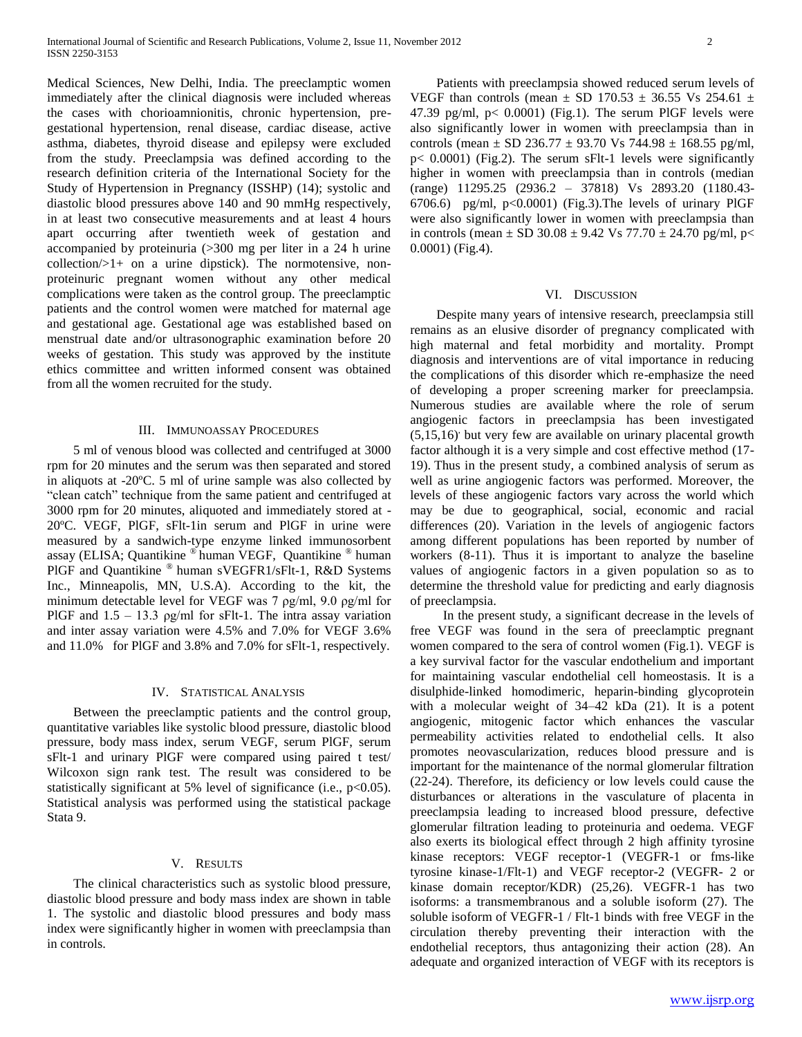Medical Sciences, New Delhi, India. The preeclamptic women immediately after the clinical diagnosis were included whereas the cases with chorioamnionitis, chronic hypertension, pre-gestational hypertension, renal disease, cardiac disease, active asthma, diabetes, thyroid disease and epilepsy were excluded from the study. Preeclampsia was defined according to the research definition criteria of the International Society for the Study of Hypertension in Pregnancy (ISSHP) (14); systolic and diastolic blood pressures above 140 and 90 mmHg respectively, in at least two consecutive measurements and at least 4 hours apart occurring after twentieth week of gestation and accompanied by proteinuria (>300 mg per liter in a 24 h urine collection/>1+ on a urine dipstick). The normotensive, non-proteinuric pregnant women without any other medical complications were taken as the control group. The preeclamptic patients and the control women were matched for maternal age and gestational age. Gestational age was established based on menstrual date and/or ultrasonographic examination before 20 weeks of gestation. This study was approved by the institute ethics committee and written informed consent was obtained from all the women recruited for the study.

## III. Immunoassay Procedures

5 ml of venous blood was collected and centrifuged at 3000 rpm for 20 minutes and the serum was then separated and stored in aliquots at -20ºC. 5 ml of urine sample was also collected by "clean catch" technique from the same patient and centrifuged at 3000 rpm for 20 minutes, aliquoted and immediately stored at -20ºC. VEGF, PlGF, sFlt-1in serum and PlGF in urine were measured by a sandwich-type enzyme linked immunosorbent assay (ELISA; Quantikine ® human VEGF, Quantikine ® human PlGF and Quantikine ® human sVEGFR1/sFlt-1, R&D Systems Inc., Minneapolis, MN, U.S.A). According to the kit, the minimum detectable level for VEGF was 7 ρg/ml, 9.0 ρg/ml for PlGF and 1.5 – 13.3 ρg/ml for sFlt-1. The intra assay variation and inter assay variation were 4.5% and 7.0% for VEGF 3.6% and 11.0% for PlGF and 3.8% and 7.0% for sFlt-1, respectively.

## IV. Statistical Analysis

Between the preeclamptic patients and the control group, quantitative variables like systolic blood pressure, diastolic blood pressure, body mass index, serum VEGF, serum PlGF, serum sFlt-1 and urinary PlGF were compared using paired t test/ Wilcoxon sign rank test. The result was considered to be statistically significant at 5% level of significance (i.e., $p<0.05$). Statistical analysis was performed using the statistical package Stata 9.

## V. Results

The clinical characteristics such as systolic blood pressure, diastolic blood pressure and body mass index are shown in table 1. The systolic and diastolic blood pressures and body mass index were significantly higher in women with preeclampsia than in controls.

Patients with preeclampsia showed reduced serum levels of VEGF than controls (mean ± SD 170.53 ± 36.55 Vs 254.61 ± 47.39 pg/ml, $p< 0.0001$) (Fig.1). The serum PlGF levels were also significantly lower in women with preeclampsia than in controls (mean ± SD 236.77 ± 93.70 Vs 744.98 ± 168.55 pg/ml, $p< 0.0001$) (Fig.2). The serum sFlt-1 levels were significantly higher in women with preeclampsia than in controls (median (range) 11295.25 (2936.2 – 37818) Vs 2893.20 (1180.43-6706.6) pg/ml, $p<0.0001$) (Fig.3).The levels of urinary PlGF were also significantly lower in women with preeclampsia than in controls (mean ± SD 30.08 ± 9.42 Vs 77.70 ± 24.70 pg/ml, $p< 0.0001$) (Fig.4).

## VI. Discussion

Despite many years of intensive research, preeclampsia still remains as an elusive disorder of pregnancy complicated with high maternal and fetal morbidity and mortality. Prompt diagnosis and interventions are of vital importance in reducing the complications of this disorder which re-emphasize the need of developing a proper screening marker for preeclampsia. Numerous studies are available where the role of serum angiogenic factors in preeclampsia has been investigated (5,15,16) but very few are available on urinary placental growth factor although it is a very simple and cost effective method (17-19). Thus in the present study, a combined analysis of serum as well as urine angiogenic factors was performed. Moreover, the levels of these angiogenic factors vary across the world which may be due to geographical, social, economic and racial differences (20). Variation in the levels of angiogenic factors among different populations has been reported by number of workers (8-11). Thus it is important to analyze the baseline values of angiogenic factors in a given population so as to determine the threshold value for predicting and early diagnosis of preeclampsia.

In the present study, a significant decrease in the levels of free VEGF was found in the sera of preeclamptic pregnant women compared to the sera of control women (Fig.1). VEGF is a key survival factor for the vascular endothelium and important for maintaining vascular endothelial cell homeostasis. It is a disulphide-linked homodimeric, heparin-binding glycoprotein with a molecular weight of 34–42 kDa (21). It is a potent angiogenic, mitogenic factor which enhances the vascular permeability activities related to endothelial cells. It also promotes neovascularization, reduces blood pressure and is important for the maintenance of the normal glomerular filtration (22-24). Therefore, its deficiency or low levels could cause the disturbances or alterations in the vasculature of placenta in preeclampsia leading to increased blood pressure, defective glomerular filtration leading to proteinuria and oedema. VEGF also exerts its biological effect through 2 high affinity tyrosine kinase receptors: VEGF receptor-1 (VEGFR-1 or fms-like tyrosine kinase-1/Flt-1) and VEGF receptor-2 (VEGFR- 2 or kinase domain receptor/KDR) (25,26). VEGFR-1 has two isoforms: a transmembranous and a soluble isoform (27). The soluble isoform of VEGFR-1 / Flt-1 binds with free VEGF in the circulation thereby preventing their interaction with the endothelial receptors, thus antagonizing their action (28). An adequate and organized interaction of VEGF with its receptors is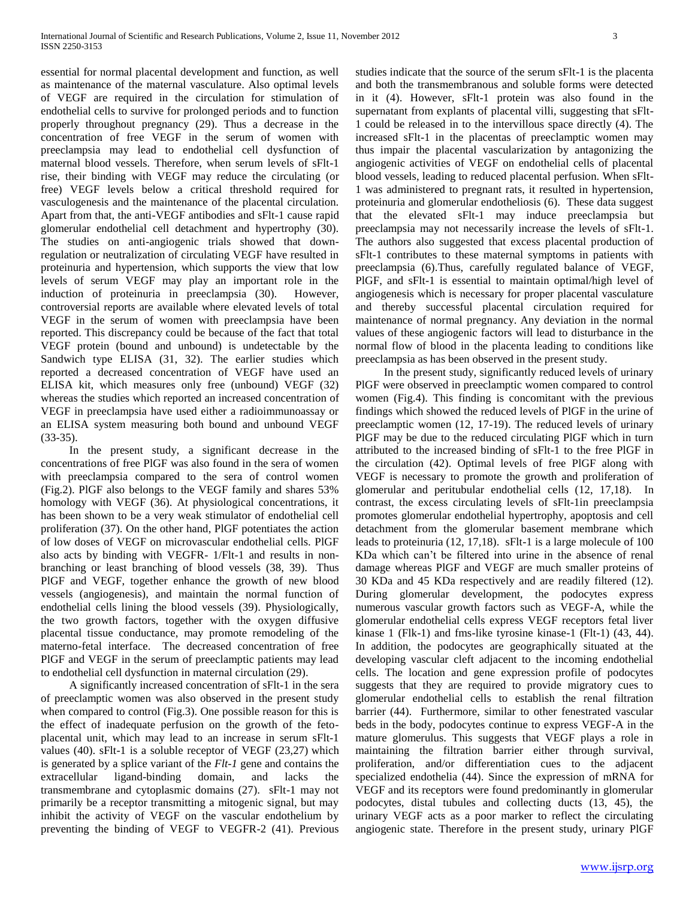essential for normal placental development and function, as well as maintenance of the maternal vasculature. Also optimal levels of VEGF are required in the circulation for stimulation of endothelial cells to survive for prolonged periods and to function properly throughout pregnancy (29). Thus a decrease in the concentration of free VEGF in the serum of women with preeclampsia may lead to endothelial cell dysfunction of maternal blood vessels. Therefore, when serum levels of sFlt-1 rise, their binding with VEGF may reduce the circulating (or free) VEGF levels below a critical threshold required for vasculogenesis and the maintenance of the placental circulation. Apart from that, the anti-VEGF antibodies and sFlt-1 cause rapid glomerular endothelial cell detachment and hypertrophy (30). The studies on anti-angiogenic trials showed that down-regulation or neutralization of circulating VEGF have resulted in proteinuria and hypertension, which supports the view that low levels of serum VEGF may play an important role in the induction of proteinuria in preeclampsia (30). However, controversial reports are available where elevated levels of total VEGF in the serum of women with preeclampsia have been reported. This discrepancy could be because of the fact that total VEGF protein (bound and unbound) is undetectable by the Sandwich type ELISA (31, 32). The earlier studies which reported a decreased concentration of VEGF have used an ELISA kit, which measures only free (unbound) VEGF (32) whereas the studies which reported an increased concentration of VEGF in preeclampsia have used either a radioimmunoassay or an ELISA system measuring both bound and unbound VEGF (33-35).

In the present study, a significant decrease in the concentrations of free PlGF was also found in the sera of women with preeclampsia compared to the sera of control women (Fig.2). PlGF also belongs to the VEGF family and shares 53% homology with VEGF (36). At physiological concentrations, it has been shown to be a very weak stimulator of endothelial cell proliferation (37). On the other hand, PlGF potentiates the action of low doses of VEGF on microvascular endothelial cells. PlGF also acts by binding with VEGFR- 1/Flt-1 and results in non-branching or least branching of blood vessels (38, 39). Thus PlGF and VEGF, together enhance the growth of new blood vessels (angiogenesis), and maintain the normal function of endothelial cells lining the blood vessels (39). Physiologically, the two growth factors, together with the oxygen diffusive placental tissue conductance, may promote remodeling of the materno-fetal interface. The decreased concentration of free PlGF and VEGF in the serum of preeclamptic patients may lead to endothelial cell dysfunction in maternal circulation (29).

A significantly increased concentration of sFlt-1 in the sera of preeclamptic women was also observed in the present study when compared to control (Fig.3). One possible reason for this is the effect of inadequate perfusion on the growth of the feto-placental unit, which may lead to an increase in serum sFlt-1 values (40). sFlt-1 is a soluble receptor of VEGF (23,27) which is generated by a splice variant of the *Flt-1* gene and contains the extracellular ligand-binding domain, and lacks the transmembrane and cytoplasmic domains (27). sFlt-1 may not primarily be a receptor transmitting a mitogenic signal, but may inhibit the activity of VEGF on the vascular endothelium by preventing the binding of VEGF to VEGFR-2 (41). Previous studies indicate that the source of the serum sFlt-1 is the placenta and both the transmembranous and soluble forms were detected in it (4). However, sFlt-1 protein was also found in the supernatant from explants of placental villi, suggesting that sFlt-1 could be released in to the intervillous space directly (4). The increased sFlt-1 in the placentas of preeclamptic women may thus impair the placental vascularization by antagonizing the angiogenic activities of VEGF on endothelial cells of placental blood vessels, leading to reduced placental perfusion. When sFlt-1 was administered to pregnant rats, it resulted in hypertension, proteinuria and glomerular endotheliosis (6). These data suggest that the elevated sFlt-1 may induce preeclampsia but preeclampsia may not necessarily increase the levels of sFlt-1. The authors also suggested that excess placental production of sFlt-1 contributes to these maternal symptoms in patients with preeclampsia (6).Thus, carefully regulated balance of VEGF, PlGF, and sFlt-1 is essential to maintain optimal/high level of angiogenesis which is necessary for proper placental vasculature and thereby successful placental circulation required for maintenance of normal pregnancy. Any deviation in the normal values of these angiogenic factors will lead to disturbance in the normal flow of blood in the placenta leading to conditions like preeclampsia as has been observed in the present study.

In the present study, significantly reduced levels of urinary PlGF were observed in preeclamptic women compared to control women (Fig.4). This finding is concomitant with the previous findings which showed the reduced levels of PlGF in the urine of preeclamptic women (12, 17-19). The reduced levels of urinary PlGF may be due to the reduced circulating PlGF which in turn attributed to the increased binding of sFlt-1 to the free PlGF in the circulation (42). Optimal levels of free PlGF along with VEGF is necessary to promote the growth and proliferation of glomerular and peritubular endothelial cells (12, 17,18). In contrast, the excess circulating levels of sFlt-1in preeclampsia promotes glomerular endothelial hypertrophy, apoptosis and cell detachment from the glomerular basement membrane which leads to proteinuria (12, 17,18). sFlt-1 is a large molecule of 100 KDa which can't be filtered into urine in the absence of renal damage whereas PlGF and VEGF are much smaller proteins of 30 KDa and 45 KDa respectively and are readily filtered (12). During glomerular development, the podocytes express numerous vascular growth factors such as VEGF-A, while the glomerular endothelial cells express VEGF receptors fetal liver kinase 1 (Flk-1) and fms-like tyrosine kinase-1 (Flt-1) (43, 44). In addition, the podocytes are geographically situated at the developing vascular cleft adjacent to the incoming endothelial cells. The location and gene expression profile of podocytes suggests that they are required to provide migratory cues to glomerular endothelial cells to establish the renal filtration barrier (44). Furthermore, similar to other fenestrated vascular beds in the body, podocytes continue to express VEGF-A in the mature glomerulus. This suggests that VEGF plays a role in maintaining the filtration barrier either through survival, proliferation, and/or differentiation cues to the adjacent specialized endothelia (44). Since the expression of mRNA for VEGF and its receptors were found predominantly in glomerular podocytes, distal tubules and collecting ducts (13, 45), the urinary VEGF acts as a poor marker to reflect the circulating angiogenic state. Therefore in the present study, urinary PlGF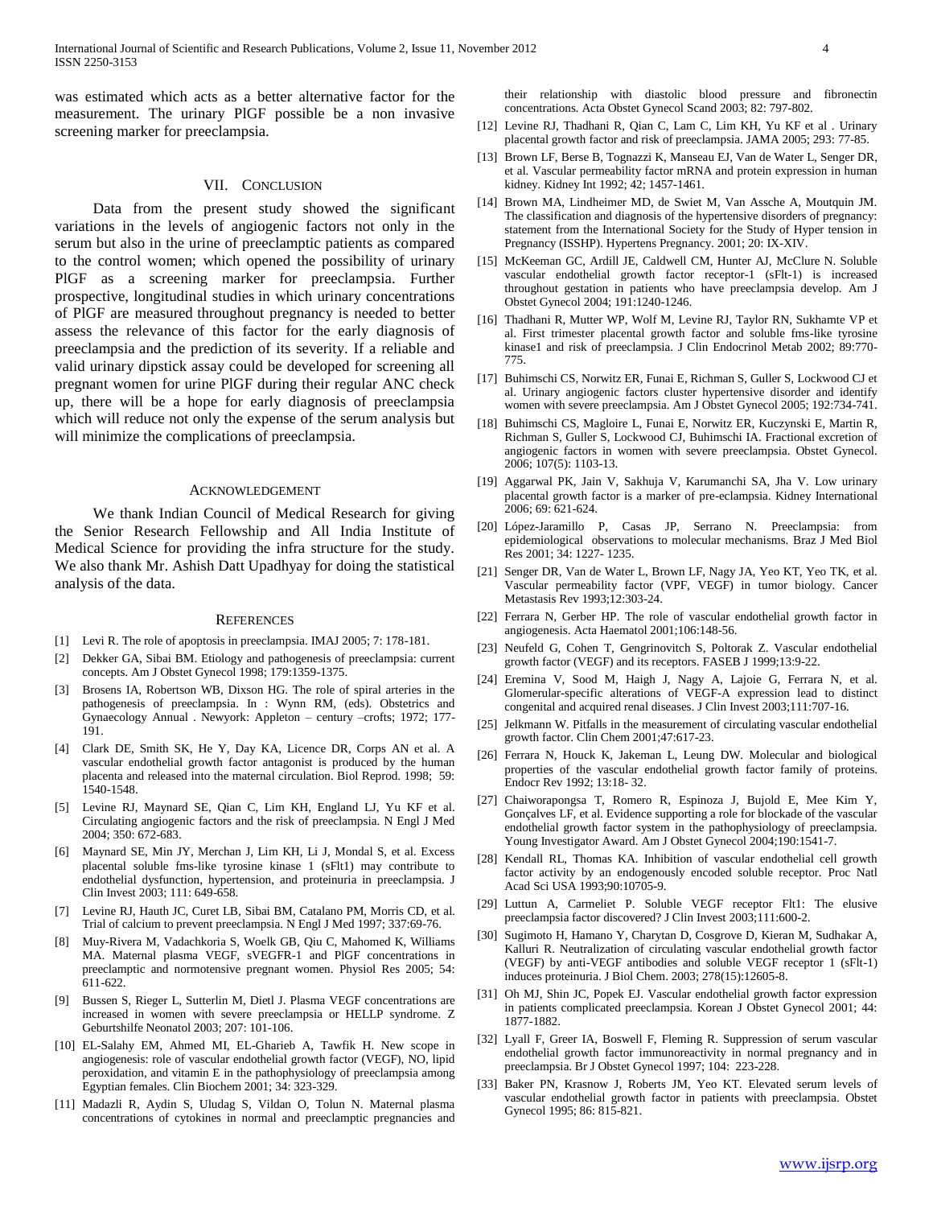was estimated which acts as a better alternative factor for the measurement. The urinary PlGF possible be a non invasive screening marker for preeclampsia.

## VII. Conclusion

Data from the present study showed the significant variations in the levels of angiogenic factors not only in the serum but also in the urine of preeclamptic patients as compared to the control women; which opened the possibility of urinary PlGF as a screening marker for preeclampsia. Further prospective, longitudinal studies in which urinary concentrations of PlGF are measured throughout pregnancy is needed to better assess the relevance of this factor for the early diagnosis of preeclampsia and the prediction of its severity. If a reliable and valid urinary dipstick assay could be developed for screening all pregnant women for urine PlGF during their regular ANC check up, there will be a hope for early diagnosis of preeclampsia which will reduce not only the expense of the serum analysis but will minimize the complications of preeclampsia.

## Acknowledgement

We thank Indian Council of Medical Research for giving the Senior Research Fellowship and All India Institute of Medical Science for providing the infra structure for the study. We also thank Mr. Ashish Datt Upadhyay for doing the statistical analysis of the data.

## References

[1] Levi R. The role of apoptosis in preeclampsia. IMAJ 2005; 7: 178-181.

[2] Dekker GA, Sibai BM. Etiology and pathogenesis of preeclampsia: current concepts. Am J Obstet Gynecol 1998; 179:1359-1375.

[3] Brosens IA, Robertson WB, Dixson HG. The role of spiral arteries in the pathogenesis of preeclampsia. In : Wynn RM, (eds). Obstetrics and Gynaecology Annual . Newyork: Appleton – century –crofts; 1972; 177-191.

[4] Clark DE, Smith SK, He Y, Day KA, Licence DR, Corps AN et al. A vascular endothelial growth factor antagonist is produced by the human placenta and released into the maternal circulation. Biol Reprod. 1998; 59: 1540-1548.

[5] Levine RJ, Maynard SE, Qian C, Lim KH, England LJ, Yu KF et al. Circulating angiogenic factors and the risk of preeclampsia. N Engl J Med 2004; 350: 672-683.

[6] Maynard SE, Min JY, Merchan J, Lim KH, Li J, Mondal S, et al. Excess placental soluble fms-like tyrosine kinase 1 (sFlt1) may contribute to endothelial dysfunction, hypertension, and proteinuria in preeclampsia. J Clin Invest 2003; 111: 649-658.

[7] Levine RJ, Hauth JC, Curet LB, Sibai BM, Catalano PM, Morris CD, et al. Trial of calcium to prevent preeclampsia. N Engl J Med 1997; 337:69-76.

[8] Muy-Rivera M, Vadachkoria S, Woelk GB, Qiu C, Mahomed K, Williams MA. Maternal plasma VEGF, sVEGFR-1 and PlGF concentrations in preeclamptic and normotensive pregnant women. Physiol Res 2005; 54: 611-622.

[9] Bussen S, Rieger L, Sutterlin M, Dietl J. Plasma VEGF concentrations are increased in women with severe preeclampsia or HELLP syndrome. Z Geburtshilfe Neonatol 2003; 207: 101-106.

[10] EL-Salahy EM, Ahmed MI, EL-Gharieb A, Tawfik H. New scope in angiogenesis: role of vascular endothelial growth factor (VEGF), NO, lipid peroxidation, and vitamin E in the pathophysiology of preeclampsia among Egyptian females. Clin Biochem 2001; 34: 323-329.

[11] Madazli R, Aydin S, Uludag S, Vildan O, Tolun N. Maternal plasma concentrations of cytokines in normal and preeclamptic pregnancies and their relationship with diastolic blood pressure and fibronectin concentrations. Acta Obstet Gynecol Scand 2003; 82: 797-802.

[12] Levine RJ, Thadhani R, Qian C, Lam C, Lim KH, Yu KF et al . Urinary placental growth factor and risk of preeclampsia. JAMA 2005; 293: 77-85.

[13] Brown LF, Berse B, Tognazzi K, Manseau EJ, Van de Water L, Senger DR, et al. Vascular permeability factor mRNA and protein expression in human kidney. Kidney Int 1992; 42; 1457-1461.

[14] Brown MA, Lindheimer MD, de Swiet M, Van Assche A, Moutquin JM. The classification and diagnosis of the hypertensive disorders of pregnancy: statement from the International Society for the Study of Hyper tension in Pregnancy (ISSHP). Hypertens Pregnancy. 2001; 20: IX-XIV.

[15] McKeeman GC, Ardill JE, Caldwell CM, Hunter AJ, McClure N. Soluble vascular endothelial growth factor receptor-1 (sFlt-1) is increased throughout gestation in patients who have preeclampsia develop. Am J Obstet Gynecol 2004; 191:1240-1246.

[16] Thadhani R, Mutter WP, Wolf M, Levine RJ, Taylor RN, Sukhamte VP et al. First trimester placental growth factor and soluble fms-like tyrosine kinase1 and risk of preeclampsia. J Clin Endocrinol Metab 2002; 89:770-775.

[17] Buhimschi CS, Norwitz ER, Funai E, Richman S, Guller S, Lockwood CJ et al. Urinary angiogenic factors cluster hypertensive disorder and identify women with severe preeclampsia. Am J Obstet Gynecol 2005; 192:734-741.

[18] Buhimschi CS, Magloire L, Funai E, Norwitz ER, Kuczynski E, Martin R, Richman S, Guller S, Lockwood CJ, Buhimschi IA. Fractional excretion of angiogenic factors in women with severe preeclampsia. Obstet Gynecol. 2006; 107(5): 1103-13.

[19] Aggarwal PK, Jain V, Sakhuja V, Karumanchi SA, Jha V. Low urinary placental growth factor is a marker of pre-eclampsia. Kidney International 2006; 69: 621-624.

[20] López-Jaramillo P, Casas JP, Serrano N. Preeclampsia: from epidemiological observations to molecular mechanisms. Braz J Med Biol Res 2001; 34: 1227- 1235.

[21] Senger DR, Van de Water L, Brown LF, Nagy JA, Yeo KT, Yeo TK, et al. Vascular permeability factor (VPF, VEGF) in tumor biology. Cancer Metastasis Rev 1993;12:303-24.

[22] Ferrara N, Gerber HP. The role of vascular endothelial growth factor in angiogenesis. Acta Haematol 2001;106:148-56.

[23] Neufeld G, Cohen T, Gengrinovitch S, Poltorak Z. Vascular endothelial growth factor (VEGF) and its receptors. FASEB J 1999;13:9-22.

[24] Eremina V, Sood M, Haigh J, Nagy A, Lajoie G, Ferrara N, et al. Glomerular-specific alterations of VEGF-A expression lead to distinct congenital and acquired renal diseases. J Clin Invest 2003;111:707-16.

[25] Jelkmann W. Pitfalls in the measurement of circulating vascular endothelial growth factor. Clin Chem 2001;47:617-23.

[26] Ferrara N, Houck K, Jakeman L, Leung DW. Molecular and biological properties of the vascular endothelial growth factor family of proteins. Endocr Rev 1992; 13:18- 32.

[27] Chaiworapongsa T, Romero R, Espinoza J, Bujold E, Mee Kim Y, Gonçalves LF, et al. Evidence supporting a role for blockade of the vascular endothelial growth factor system in the pathophysiology of preeclampsia. Young Investigator Award. Am J Obstet Gynecol 2004;190:1541-7.

[28] Kendall RL, Thomas KA. Inhibition of vascular endothelial cell growth factor activity by an endogenously encoded soluble receptor. Proc Natl Acad Sci USA 1993;90:10705-9.

[29] Luttun A, Carmeliet P. Soluble VEGF receptor Flt1: The elusive preeclampsia factor discovered? J Clin Invest 2003;111:600-2.

[30] Sugimoto H, Hamano Y, Charytan D, Cosgrove D, Kieran M, Sudhakar A, Kalluri R. Neutralization of circulating vascular endothelial growth factor (VEGF) by anti-VEGF antibodies and soluble VEGF receptor 1 (sFlt-1) induces proteinuria. J Biol Chem. 2003; 278(15):12605-8.

[31] Oh MJ, Shin JC, Popek EJ. Vascular endothelial growth factor expression in patients complicated preeclampsia. Korean J Obstet Gynecol 2001; 44: 1877-1882.

[32] Lyall F, Greer IA, Boswell F, Fleming R. Suppression of serum vascular endothelial growth factor immunoreactivity in normal pregnancy and in preeclampsia. Br J Obstet Gynecol 1997; 104: 223-228.

[33] Baker PN, Krasnow J, Roberts JM, Yeo KT. Elevated serum levels of vascular endothelial growth factor in patients with preeclampsia. Obstet Gynecol 1995; 86: 815-821.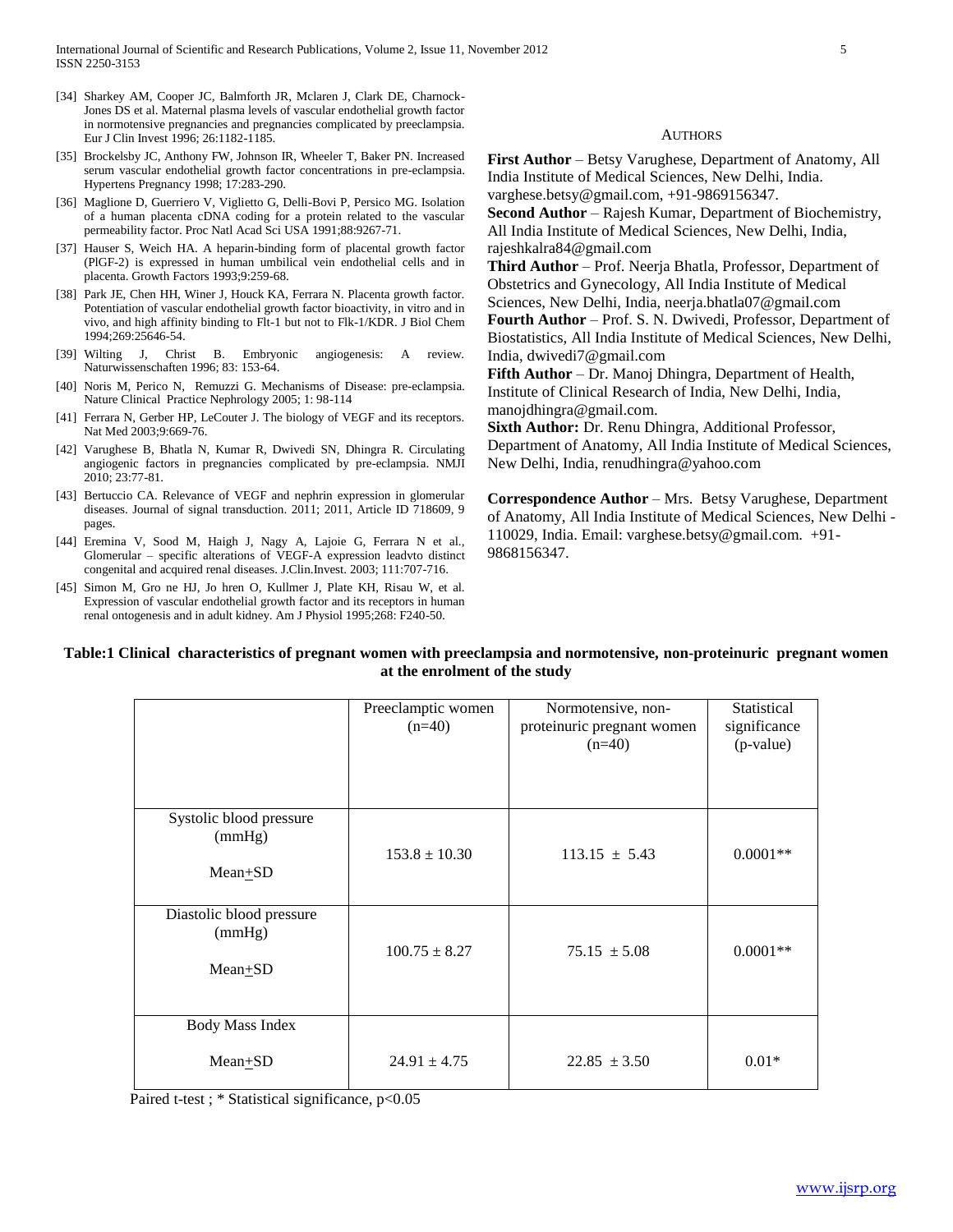[34] Sharkey AM, Cooper JC, Balmforth JR, Mclaren J, Clark DE, Charnock-Jones DS et al. Maternal plasma levels of vascular endothelial growth factor in normotensive pregnancies and pregnancies complicated by preeclampsia. Eur J Clin Invest 1996; 26:1182-1185.

[35] Brockelsby JC, Anthony FW, Johnson IR, Wheeler T, Baker PN. Increased serum vascular endothelial growth factor concentrations in pre-eclampsia. Hypertens Pregnancy 1998; 17:283-290.

[36] Maglione D, Guerriero V, Viglietto G, Delli-Bovi P, Persico MG. Isolation of a human placenta cDNA coding for a protein related to the vascular permeability factor. Proc Natl Acad Sci USA 1991;88:9267-71.

[37] Hauser S, Weich HA. A heparin-binding form of placental growth factor (PlGF-2) is expressed in human umbilical vein endothelial cells and in placenta. Growth Factors 1993;9:259-68.

[38] Park JE, Chen HH, Winer J, Houck KA, Ferrara N. Placenta growth factor. Potentiation of vascular endothelial growth factor bioactivity, in vitro and in vivo, and high affinity binding to Flt-1 but not to Flk-1/KDR. J Biol Chem 1994;269:25646-54.

[39] Wilting J, Christ B. Embryonic angiogenesis: A review. Naturwissenschaften 1996; 83: 153-64.

[40] Noris M, Perico N, Remuzzi G. Mechanisms of Disease: pre-eclampsia. Nature Clinical Practice Nephrology 2005; 1: 98-114

[41] Ferrara N, Gerber HP, LeCouter J. The biology of VEGF and its receptors. Nat Med 2003;9:669-76.

[42] Varughese B, Bhatla N, Kumar R, Dwivedi SN, Dhingra R. Circulating angiogenic factors in pregnancies complicated by pre-eclampsia. NMJI 2010; 23:77-81.

[43] Bertuccio CA. Relevance of VEGF and nephrin expression in glomerular diseases. Journal of signal transduction. 2011; 2011, Article ID 718609, 9 pages.

[44] Eremina V, Sood M, Haigh J, Nagy A, Lajoie G, Ferrara N et al., Glomerular – specific alterations of VEGF-A expression leadvto distinct congenital and acquired renal diseases. J.Clin.Invest. 2003; 111:707-716.

[45] Simon M, Gro ne HJ, Jo hren O, Kullmer J, Plate KH, Risau W, et al. Expression of vascular endothelial growth factor and its receptors in human renal ontogenesis and in adult kidney. Am J Physiol 1995;268: F240-50.

## AUTHORS

**First Author** – Betsy Varughese, Department of Anatomy, All India Institute of Medical Sciences, New Delhi, India. varghese.betsy@gmail.com, +91-9869156347.

**Second Author** – Rajesh Kumar, Department of Biochemistry, All India Institute of Medical Sciences, New Delhi, India, rajeshkalra84@gmail.com

**Third Author** – Prof. Neerja Bhatla, Professor, Department of Obstetrics and Gynecology, All India Institute of Medical Sciences, New Delhi, India, neerja.bhatla07@gmail.com

**Fourth Author** – Prof. S. N. Dwivedi, Professor, Department of Biostatistics, All India Institute of Medical Sciences, New Delhi, India, dwivedi7@gmail.com

**Fifth Author** – Dr. Manoj Dhingra, Department of Health, Institute of Clinical Research of India, New Delhi, India, manojdhingra@gmail.com.

**Sixth Author:** Dr. Renu Dhingra, Additional Professor, Department of Anatomy, All India Institute of Medical Sciences, New Delhi, India, renudhingra@yahoo.com

**Correspondence Author** – Mrs. Betsy Varughese, Department of Anatomy, All India Institute of Medical Sciences, New Delhi - 110029, India. Email: varghese.betsy@gmail.com. +91-9868156347.

**Table:1 Clinical characteristics of pregnant women with preeclampsia and normotensive, non-proteinuric pregnant women at the enrolment of the study**

| | Preeclamptic women (n=40) | Normotensive, non-proteinuric pregnant women (n=40) | Statistical significance (p-value) |
|---|---|---|---|
| Systolic blood pressure (mmHg) Mean±SD | 153.8 ± 10.30 | 113.15 ± 5.43 | 0.0001** |
| Diastolic blood pressure (mmHg) Mean±SD | 100.75 ± 8.27 | 75.15 ± 5.08 | 0.0001** |
| Body Mass Index Mean±SD | 24.91 ± 4.75 | 22.85 ± 3.50 | 0.01* |

Paired t-test ; * Statistical significance, $p<0.05$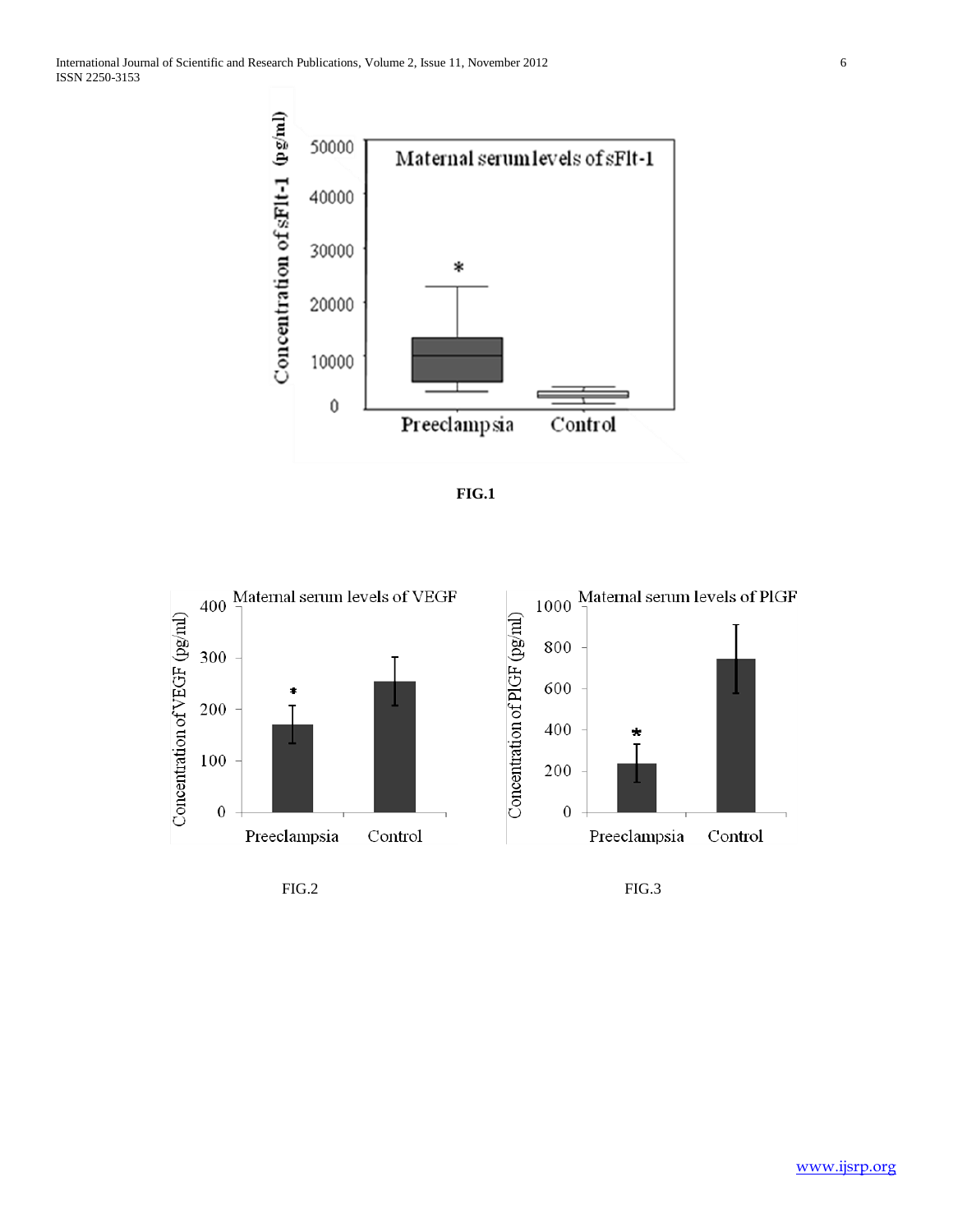FIG.1

FIG.2

FIG.3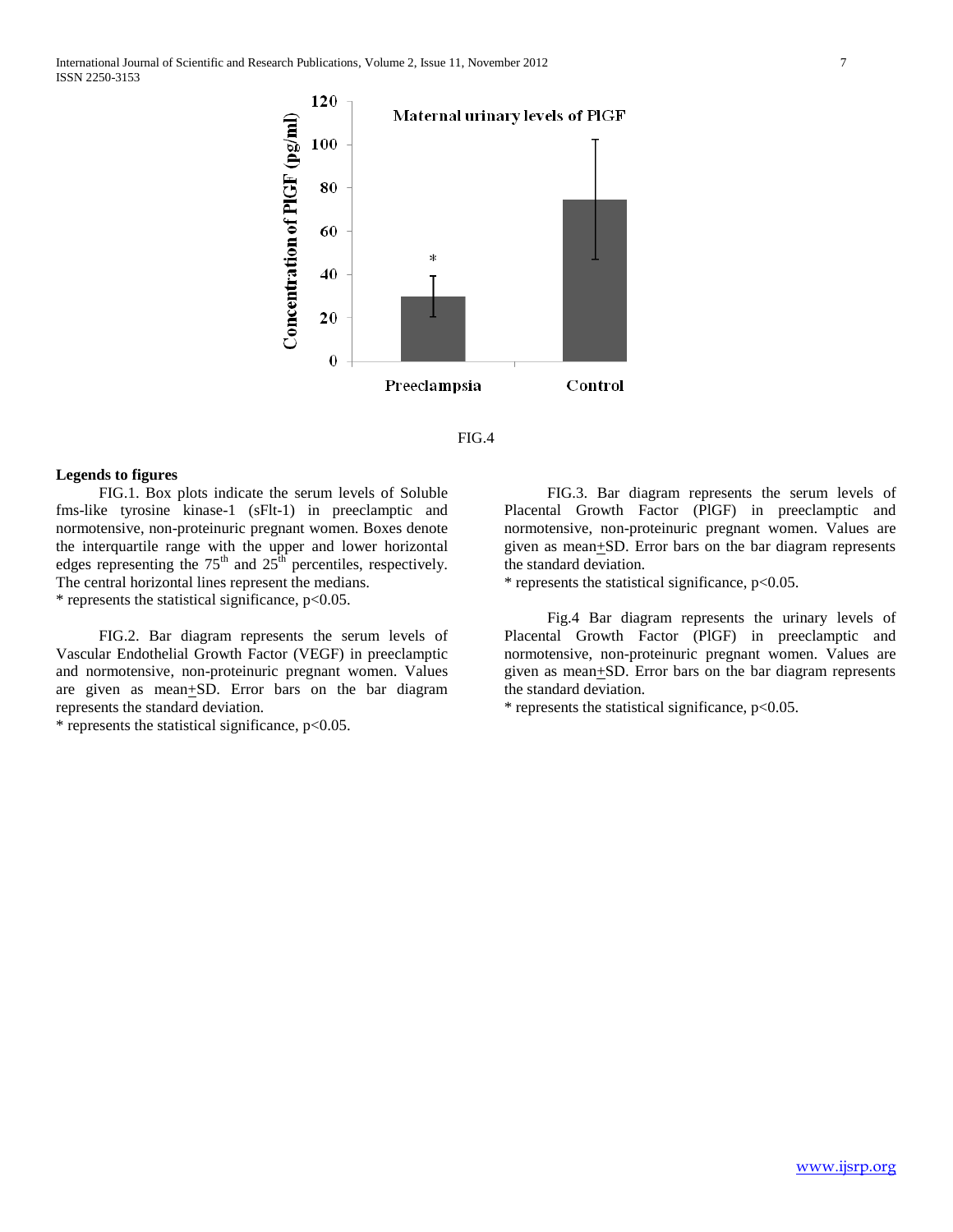Maternal urinary levels of PlGF

Concentration of PlGF (pg/ml)

120

100

80

60

40

20

0

*

Preeclampsia

Control

FIG.4

**Legends to figures**

FIG.1. Box plots indicate the serum levels of Soluble fms-like tyrosine kinase-1 (sFlt-1) in preeclamptic and normotensive, non-proteinuric pregnant women. Boxes denote the interquartile range with the upper and lower horizontal edges representing the 75th and 25th percentiles, respectively. The central horizontal lines represent the medians.
* represents the statistical significance, $p<0.05$.

FIG.2. Bar diagram represents the serum levels of Vascular Endothelial Growth Factor (VEGF) in preeclamptic and normotensive, non-proteinuric pregnant women. Values are given as mean$\pm$SD. Error bars on the bar diagram represents the standard deviation.
* represents the statistical significance, $p<0.05$.

FIG.3. Bar diagram represents the serum levels of Placental Growth Factor (PlGF) in preeclamptic and normotensive, non-proteinuric pregnant women. Values are given as mean$\pm$SD. Error bars on the bar diagram represents the standard deviation.
* represents the statistical significance, $p<0.05$.

Fig.4 Bar diagram represents the urinary levels of Placental Growth Factor (PlGF) in preeclamptic and normotensive, non-proteinuric pregnant women. Values are given as mean$\pm$SD. Error bars on the bar diagram represents the standard deviation.
* represents the statistical significance, $p<0.05$.